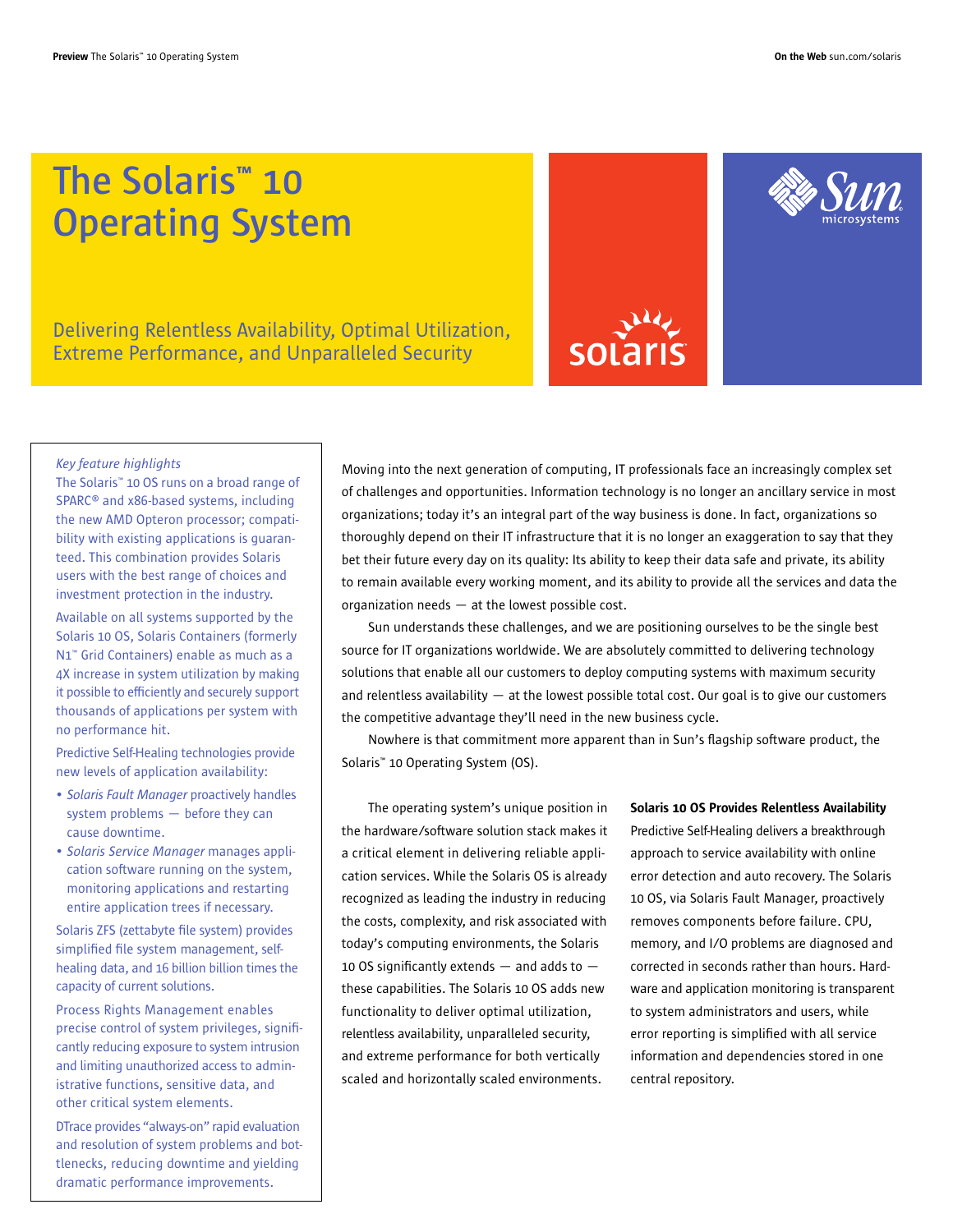# The Solaris™ 10 Operating System

## Delivering Relentless Availability, Optimal Utilization, Extreme Performance, and Unparalleled Security

*Key feature highlights*

The Solaris™ 10 OS runs on a broad range of SPARC® and x86-based systems, including the new AMD Opteron processor; compatibility with existing applications is guaranteed. This combination provides Solaris users with the best range of choices and investment protection in the industry.

Available on all systems supported by the Solaris 10 OS, Solaris Containers (formerly N1™ Grid Containers) enable as much as a 4X increase in system utilization by making it possible to efficiently and securely support thousands of applications per system with no performance hit.

Predictive Self-Healing technologies provide new levels of application availability:

- *Solaris Fault Manager* proactively handles system problems — before they can cause downtime.
- *Solaris Service Manager* manages application software running on the system, monitoring applications and restarting entire application trees if necessary.

Solaris ZFS (zettabyte file system) provides simplified file system management, self-healing data, and 16 billion billion times the capacity of current solutions.

Process Rights Management enables precise control of system privileges, significantly reducing exposure to system intrusion and limiting unauthorized access to administrative functions, sensitive data, and other critical system elements.

DTrace provides "always-on" rapid evaluation and resolution of system problems and bottlenecks, reducing downtime and yielding dramatic performance improvements.

Moving into the next generation of computing, IT professionals face an increasingly complex set of challenges and opportunities. Information technology is no longer an ancillary service in most organizations; today it's an integral part of the way business is done. In fact, organizations so thoroughly depend on their IT infrastructure that it is no longer an exaggeration to say that they bet their future every day on its quality: Its ability to keep their data safe and private, its ability to remain available every working moment, and its ability to provide all the services and data the organization needs — at the lowest possible cost.

Sun understands these challenges, and we are positioning ourselves to be the single best source for IT organizations worldwide. We are absolutely committed to delivering technology solutions that enable all our customers to deploy computing systems with maximum security and relentless availability — at the lowest possible total cost. Our goal is to give our customers the competitive advantage they'll need in the new business cycle.

Nowhere is that commitment more apparent than in Sun's flagship software product, the Solaris™ 10 Operating System (OS).

The operating system's unique position in the hardware/software solution stack makes it a critical element in delivering reliable application services. While the Solaris OS is already recognized as leading the industry in reducing the costs, complexity, and risk associated with today's computing environments, the Solaris 10 OS significantly extends — and adds to — these capabilities. The Solaris 10 OS adds new functionality to deliver optimal utilization, relentless availability, unparalleled security, and extreme performance for both vertically scaled and horizontally scaled environments.

### Solaris 10 OS Provides Relentless Availability

Predictive Self-Healing delivers a breakthrough approach to service availability with online error detection and auto recovery. The Solaris 10 OS, via Solaris Fault Manager, proactively removes components before failure. CPU, memory, and I/O problems are diagnosed and corrected in seconds rather than hours. Hardware and application monitoring is transparent to system administrators and users, while error reporting is simplified with all service information and dependencies stored in one central repository.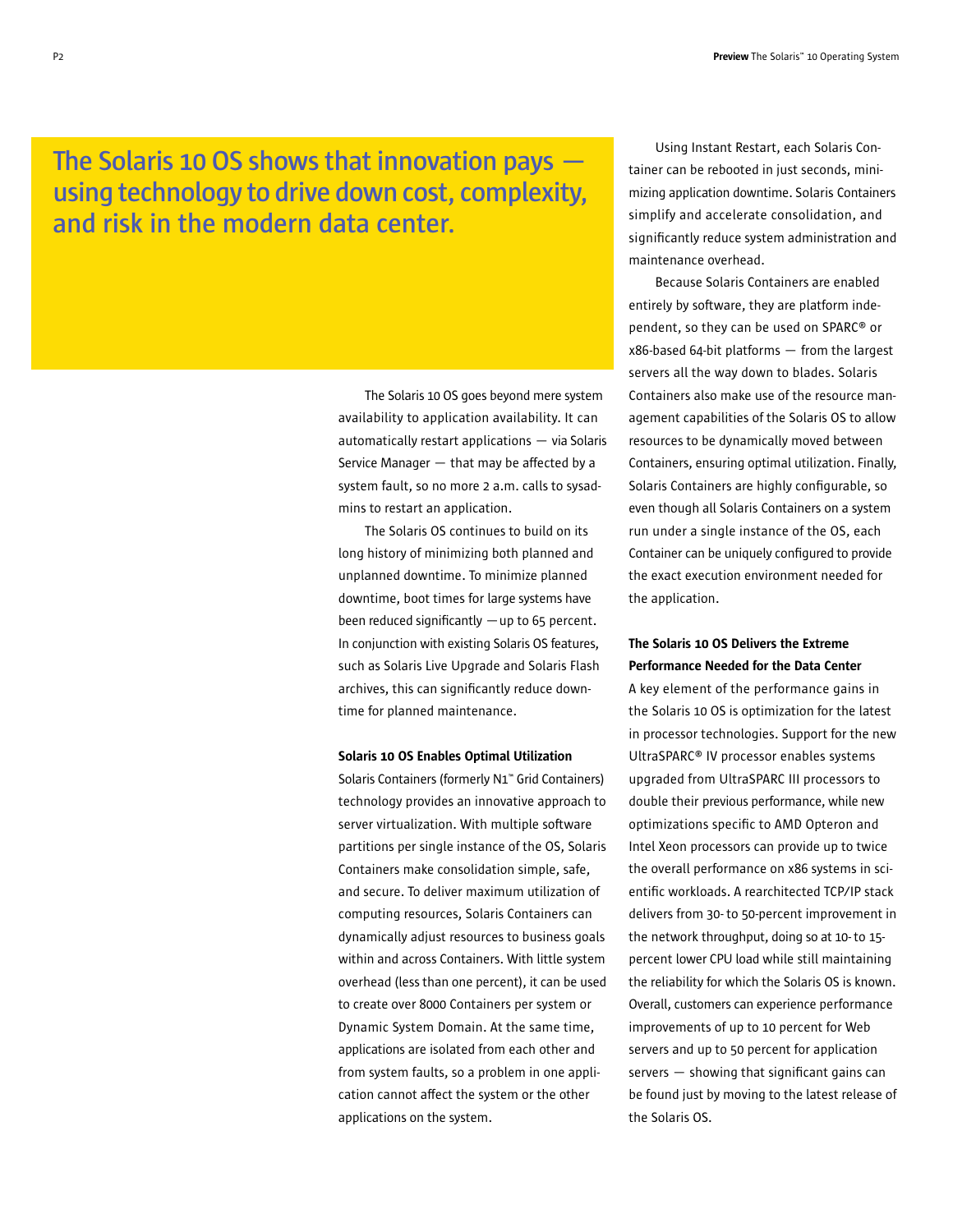## The Solaris 10 OS shows that innovation pays — using technology to drive down cost, complexity, and risk in the modern data center.

The Solaris 10 OS goes beyond mere system availability to application availability. It can automatically restart applications — via Solaris Service Manager — that may be affected by a system fault, so no more 2 a.m. calls to sysadmins to restart an application.

The Solaris OS continues to build on its long history of minimizing both planned and unplanned downtime. To minimize planned downtime, boot times for large systems have been reduced significantly —up to 65 percent. In conjunction with existing Solaris OS features, such as Solaris Live Upgrade and Solaris Flash archives, this can significantly reduce downtime for planned maintenance.

**Solaris 10 OS Enables Optimal Utilization**

Solaris Containers (formerly N1™ Grid Containers) technology provides an innovative approach to server virtualization. With multiple software partitions per single instance of the OS, Solaris Containers make consolidation simple, safe, and secure. To deliver maximum utilization of computing resources, Solaris Containers can dynamically adjust resources to business goals within and across Containers. With little system overhead (less than one percent), it can be used to create over 8000 Containers per system or Dynamic System Domain. At the same time, applications are isolated from each other and from system faults, so a problem in one application cannot affect the system or the other applications on the system.

Using Instant Restart, each Solaris Container can be rebooted in just seconds, minimizing application downtime. Solaris Containers simplify and accelerate consolidation, and significantly reduce system administration and maintenance overhead.

Because Solaris Containers are enabled entirely by software, they are platform independent, so they can be used on SPARC® or x86-based 64-bit platforms — from the largest servers all the way down to blades. Solaris Containers also make use of the resource management capabilities of the Solaris OS to allow resources to be dynamically moved between Containers, ensuring optimal utilization. Finally, Solaris Containers are highly configurable, so even though all Solaris Containers on a system run under a single instance of the OS, each Container can be uniquely configured to provide the exact execution environment needed for the application.

**The Solaris 10 OS Delivers the Extreme Performance Needed for the Data Center**

A key element of the performance gains in the Solaris 10 OS is optimization for the latest in processor technologies. Support for the new UltraSPARC® IV processor enables systems upgraded from UltraSPARC III processors to double their previous performance, while new optimizations specific to AMD Opteron and Intel Xeon processors can provide up to twice the overall performance on x86 systems in scientific workloads. A rearchitected TCP/IP stack delivers from 30- to 50-percent improvement in the network throughput, doing so at 10- to 15-percent lower CPU load while still maintaining the reliability for which the Solaris OS is known. Overall, customers can experience performance improvements of up to 10 percent for Web servers and up to 50 percent for application servers — showing that significant gains can be found just by moving to the latest release of the Solaris OS.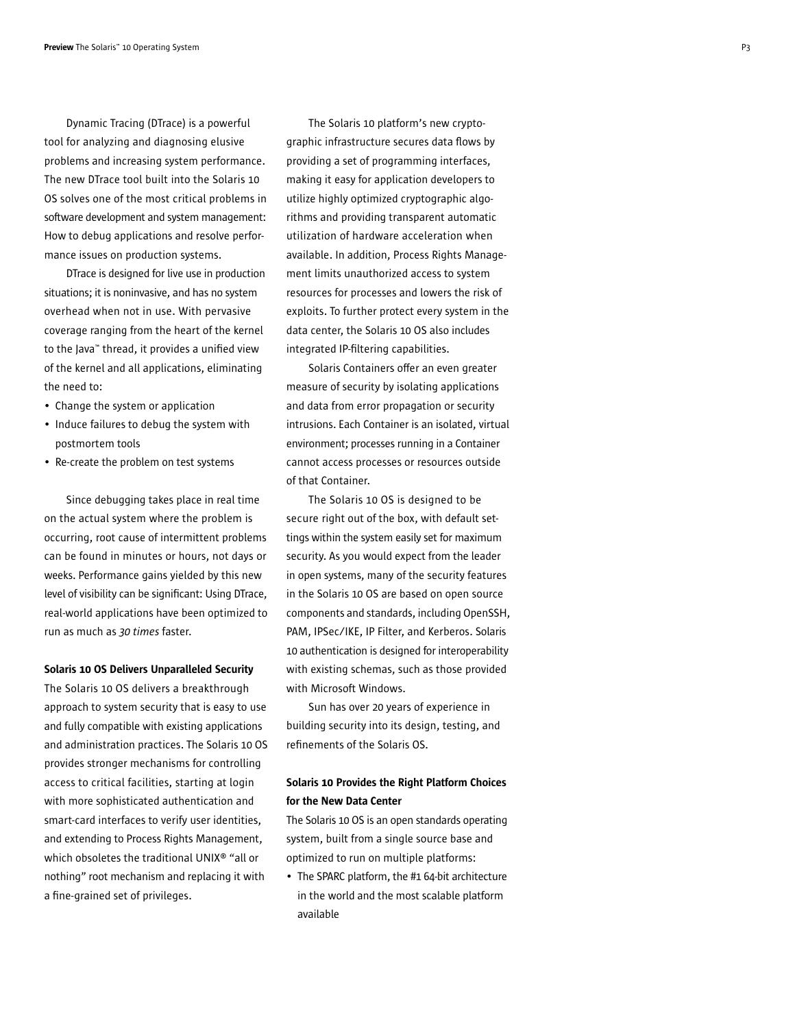Dynamic Tracing (DTrace) is a powerful tool for analyzing and diagnosing elusive problems and increasing system performance. The new DTrace tool built into the Solaris 10 OS solves one of the most critical problems in software development and system management: How to debug applications and resolve performance issues on production systems.

DTrace is designed for live use in production situations; it is noninvasive, and has no system overhead when not in use. With pervasive coverage ranging from the heart of the kernel to the Java™ thread, it provides a unified view of the kernel and all applications, eliminating the need to:

- Change the system or application
- Induce failures to debug the system with postmortem tools
- Re-create the problem on test systems

Since debugging takes place in real time on the actual system where the problem is occurring, root cause of intermittent problems can be found in minutes or hours, not days or weeks. Performance gains yielded by this new level of visibility can be significant: Using DTrace, real-world applications have been optimized to run as much as *30 times* faster.

**Solaris 10 OS Delivers Unparalleled Security**

The Solaris 10 OS delivers a breakthrough approach to system security that is easy to use and fully compatible with existing applications and administration practices. The Solaris 10 OS provides stronger mechanisms for controlling access to critical facilities, starting at login with more sophisticated authentication and smart-card interfaces to verify user identities, and extending to Process Rights Management, which obsoletes the traditional UNIX® "all or nothing" root mechanism and replacing it with a fine-grained set of privileges.

The Solaris 10 platform's new cryptographic infrastructure secures data flows by providing a set of programming interfaces, making it easy for application developers to utilize highly optimized cryptographic algorithms and providing transparent automatic utilization of hardware acceleration when available. In addition, Process Rights Management limits unauthorized access to system resources for processes and lowers the risk of exploits. To further protect every system in the data center, the Solaris 10 OS also includes integrated IP-filtering capabilities.

Solaris Containers offer an even greater measure of security by isolating applications and data from error propagation or security intrusions. Each Container is an isolated, virtual environment; processes running in a Container cannot access processes or resources outside of that Container.

The Solaris 10 OS is designed to be secure right out of the box, with default settings within the system easily set for maximum security. As you would expect from the leader in open systems, many of the security features in the Solaris 10 OS are based on open source components and standards, including OpenSSH, PAM, IPSec/IKE, IP Filter, and Kerberos. Solaris 10 authentication is designed for interoperability with existing schemas, such as those provided with Microsoft Windows.

Sun has over 20 years of experience in building security into its design, testing, and refinements of the Solaris OS.

**Solaris 10 Provides the Right Platform Choices for the New Data Center**

The Solaris 10 OS is an open standards operating system, built from a single source base and optimized to run on multiple platforms:

- The SPARC platform, the #1 64-bit architecture in the world and the most scalable platform available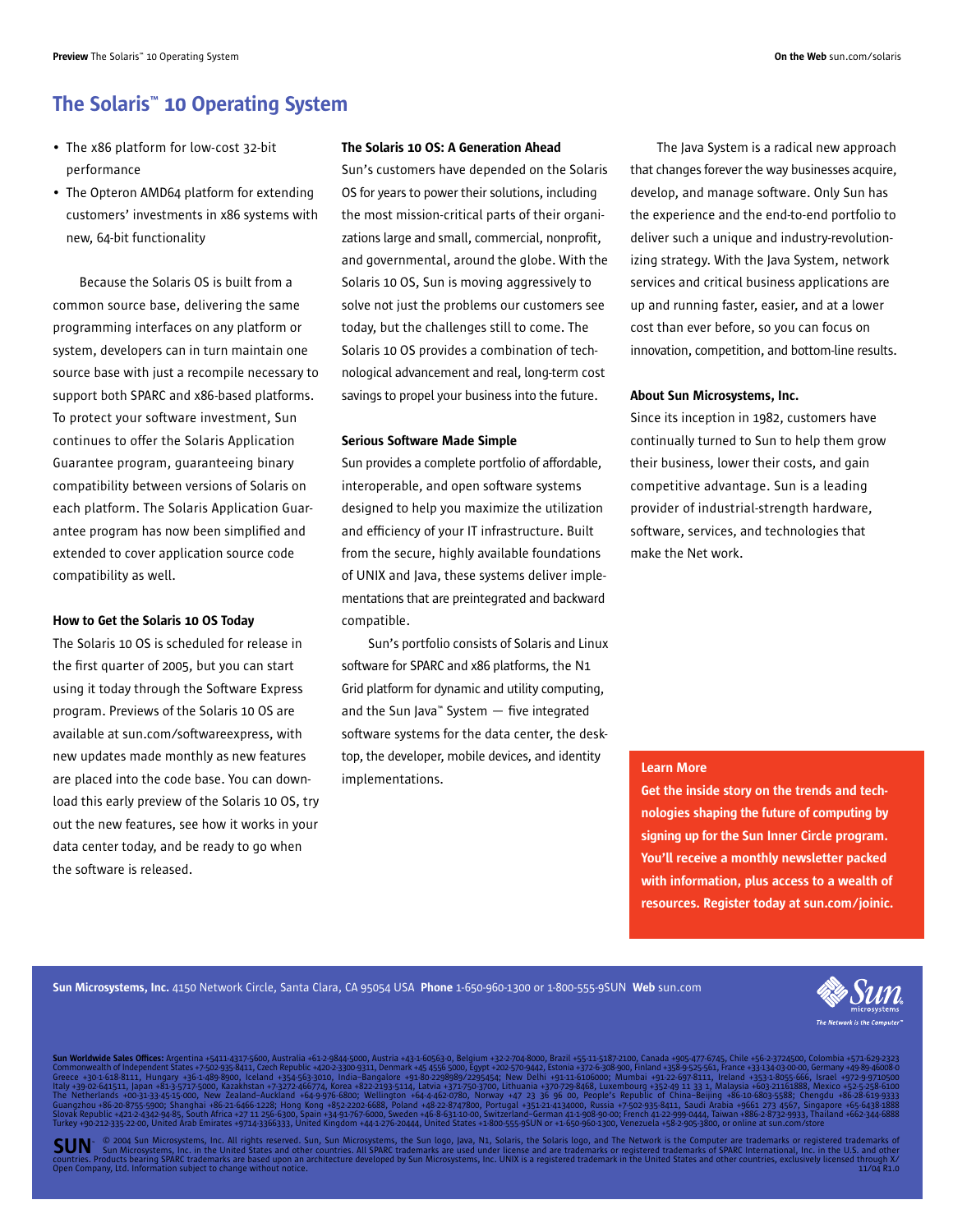# The Solaris™ 10 Operating System

- The x86 platform for low-cost 32-bit performance
- The Opteron AMD64 platform for extending customers' investments in x86 systems with new, 64-bit functionality

Because the Solaris OS is built from a common source base, delivering the same programming interfaces on any platform or system, developers can in turn maintain one source base with just a recompile necessary to support both SPARC and x86-based platforms. To protect your software investment, Sun continues to offer the Solaris Application Guarantee program, guaranteeing binary compatibility between versions of Solaris on each platform. The Solaris Application Guarantee program has now been simplified and extended to cover application source code compatibility as well.

### How to Get the Solaris 10 OS Today

The Solaris 10 OS is scheduled for release in the first quarter of 2005, but you can start using it today through the Software Express program. Previews of the Solaris 10 OS are available at sun.com/softwareexpress, with new updates made monthly as new features are placed into the code base. You can download this early preview of the Solaris 10 OS, try out the new features, see how it works in your data center today, and be ready to go when the software is released.

### The Solaris 10 OS: A Generation Ahead

Sun's customers have depended on the Solaris OS for years to power their solutions, including the most mission-critical parts of their organizations large and small, commercial, nonprofit, and governmental, around the globe. With the Solaris 10 OS, Sun is moving aggressively to solve not just the problems our customers see today, but the challenges still to come. The Solaris 10 OS provides a combination of technological advancement and real, long-term cost savings to propel your business into the future.

### Serious Software Made Simple

Sun provides a complete portfolio of affordable, interoperable, and open software systems designed to help you maximize the utilization and efficiency of your IT infrastructure. Built from the secure, highly available foundations of UNIX and Java, these systems deliver implementations that are preintegrated and backward compatible.

Sun's portfolio consists of Solaris and Linux software for SPARC and x86 platforms, the N1 Grid platform for dynamic and utility computing, and the Sun Java™ System — five integrated software systems for the data center, the desktop, the developer, mobile devices, and identity implementations.

The Java System is a radical new approach that changes forever the way businesses acquire, develop, and manage software. Only Sun has the experience and the end-to-end portfolio to deliver such a unique and industry-revolutionizing strategy. With the Java System, network services and critical business applications are up and running faster, easier, and at a lower cost than ever before, so you can focus on innovation, competition, and bottom-line results.

### About Sun Microsystems, Inc.

Since its inception in 1982, customers have continually turned to Sun to help them grow their business, lower their costs, and gain competitive advantage. Sun is a leading provider of industrial-strength hardware, software, services, and technologies that make the Net work.

**Learn More**

**Get the inside story on the trends and technologies shaping the future of computing by signing up for the Sun Inner Circle program. You'll receive a monthly newsletter packed with information, plus access to a wealth of resources. Register today at sun.com/joinic.**

**Sun Microsystems, Inc.** 4150 Network Circle, Santa Clara, CA 95054 USA **Phone** 1-650-960-1300 or 1-800-555-9SUN **Web** sun.com

*The Network is the Computer™*

**Sun Worldwide Sales Offices:** Argentina +5411-4317-5600, Australia +61-2-9844-5000, Austria +43-1-60563-0, Belgium +32-2-704-8000, Brazil +55-11-5187-2100, Canada +905-477-6745, Chile +56-2-3724500, Colombia +571-629-2323 Commonwealth of Independent States +7-502-935-8411, Czech Republic +420-2-3300-9311, Denmark +45 4556 5000, Egypt +202-570-9442, Estonia +372-6-308-900, Finland +358-9-525-561, France +33-134-03-00-00, Germany +49-89-46008-0 Greece +30-1-618-8111, Hungary +36-1-489-8900, Iceland +354-563-3010, India–Bangalore +91-80-2298989/2295454; New Delhi +91-11-6106000; Mumbai +91-22-697-8111, Ireland +353-1-8055-666, Israel +972-9-9710500 Italy +39-02-641511, Japan +81-3-5717-5000, Kazakhstan +7-3272-466774, Korea +822-2193-5114, Latvia +371-750-3700, Lithuania +370-729-8468, Luxembourg +352-49 11 33 1, Malaysia +603-21161888, Mexico +52-5-258-6100 The Netherlands +00-31-33-45-15-000, New Zealand–Auckland +64-9-976-6800; Wellington +64-4-462-0780, Norway +47 23 36 96 00, People's Republic of China–Beijing +86-10-6803-5588; Chengdu +86-28-619-9333 Guangzhou +86-20-8755-5900; Shanghai +86-21-6466-1228; Hong Kong +852-2202-6688, Poland +48-22-8747800, Portugal +351-21-4134000, Russia +7-502-935-8411, Saudi Arabia +9661 273 4567, Singapore +65-6438-1888 Slovak Republic +421-2-4342-94-85, South Africa +27 11 256-6300, Spain +34-91-767-6000, Sweden +46-8-631-10-00, Switzerland–German 41-1-908-90-00; French 41-22-999-0444, Taiwan +886-2-8732-9933, Thailand +662-344-6888 Turkey +90-212-335-22-00, United Arab Emirates +9714-3366333, United Kingdom +44-1-276-20444, United States +1-800-555-9SUN or +1-650-960-1300, Venezuela +58-2-905-3800, or online at sun.com/store

© 2004 Sun Microsystems, Inc. All rights reserved. Sun, Sun Microsystems, the Sun logo, Java, N1, Solaris, the Solaris logo, and The Network is the Computer are trademarks or registered trademarks of Sun Microsystems, Inc. in the United States and other countries. All SPARC trademarks are used under license and are trademarks or registered trademarks of SPARC International, Inc. in the U.S. and other countries. Products bearing SPARC trademarks are based upon an architecture developed by Sun Microsystems, Inc. UNIX is a registered trademark in the United States and other countries, exclusively licensed through X/Open Company, Ltd. Information subject to change without notice. 11/04 R1.0